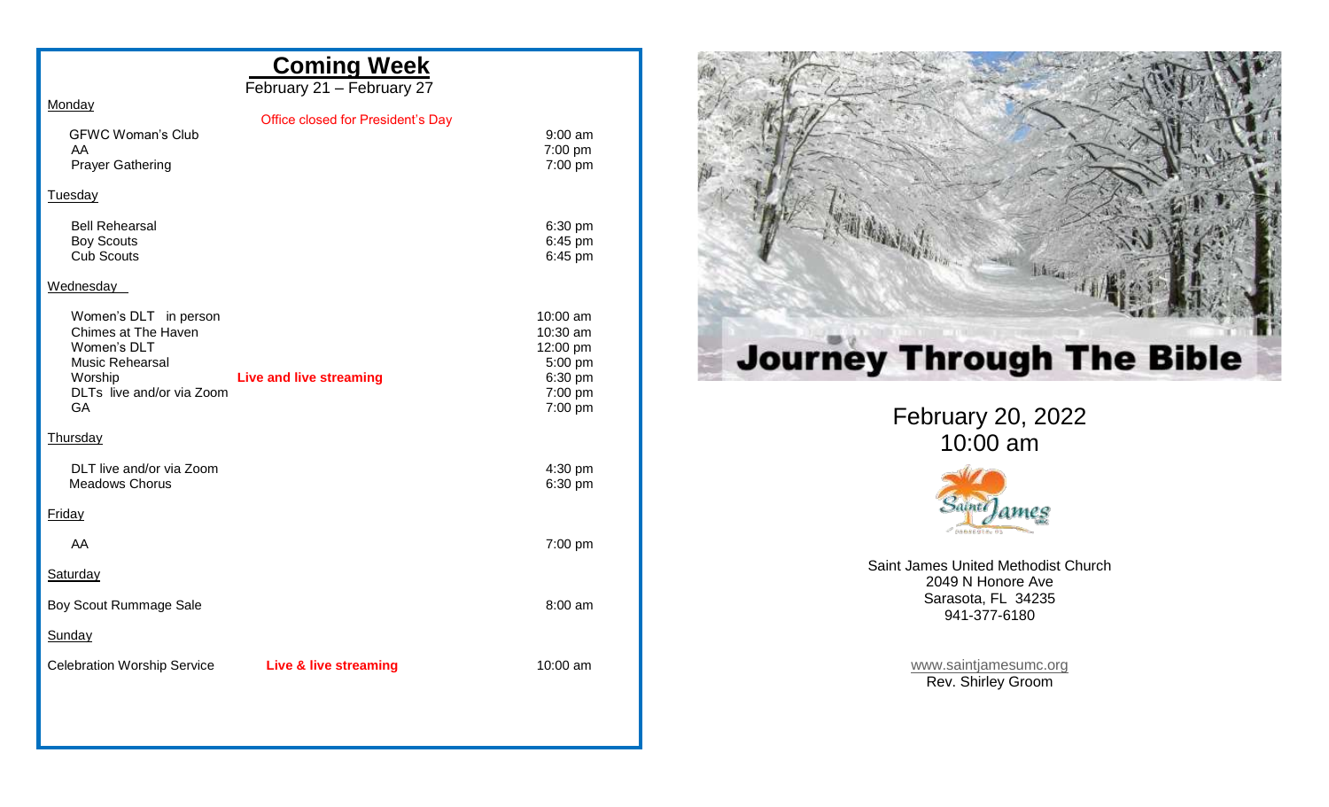## Coming Week

February 21 – February 27

**Monday**

Office closed for President's Day

| | |
|---|---|
| GFWC Woman's Club | 9:00 am |
| AA | 7:00 pm |
| Prayer Gathering | 7:00 pm |

**Tuesday**

| | |
|---|---|
| Bell Rehearsal | 6:30 pm |
| Boy Scouts | 6:45 pm |
| Cub Scouts | 6:45 pm |

**Wednesday**

| | | |
|---|---|---|
| Women's DLT in person | | 10:00 am |
| Chimes at The Haven | | 10:30 am |
| Women's DLT | | 12:00 pm |
| Music Rehearsal | | 5:00 pm |
| Worship | **Live and live streaming** | 6:30 pm |
| DLTs live and/or via Zoom | | 7:00 pm |
| GA | | 7:00 pm |

**Thursday**

| | |
|---|---|
| DLT live and/or via Zoom | 4:30 pm |
| Meadows Chorus | 6:30 pm |

**Friday**

| | |
|---|---|
| AA | 7:00 pm |

**Saturday**

| | |
|---|---|
| Boy Scout Rummage Sale | 8:00 am |

**Sunday**

| | | |
|---|---|---|
| Celebration Worship Service | **Live & live streaming** | 10:00 am |

# Journey Through The Bible

February 20, 2022
10:00 am

Saint James United Methodist Church
2049 N Honore Ave
Sarasota, FL 34235
941-377-6180

www.saintjamesumc.org
Rev. Shirley Groom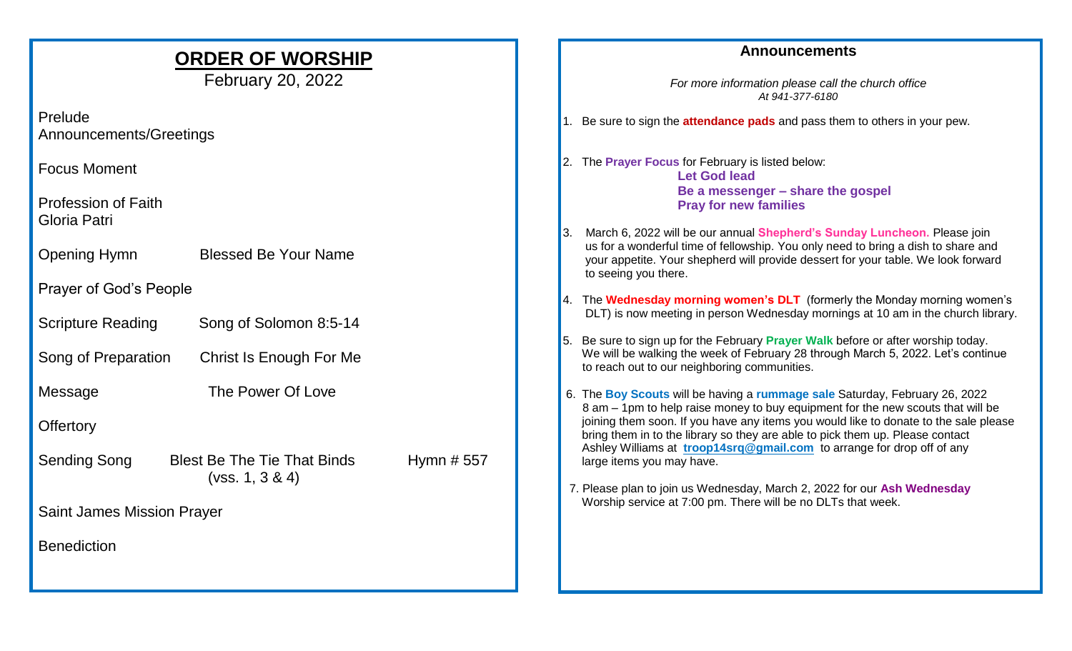# ORDER OF WORSHIP

February 20, 2022

Prelude
Announcements/Greetings

Focus Moment

Profession of Faith
Gloria Patri

Opening Hymn — Blessed Be Your Name

Prayer of God's People

Scripture Reading — Song of Solomon 8:5-14

Song of Preparation — Christ Is Enough For Me

Message — The Power Of Love

Offertory

Sending Song — Blest Be The Tie That Binds (vss. 1, 3 & 4) — Hymn # 557

Saint James Mission Prayer

Benediction

## Announcements

*For more information please call the church office*
*At 941-377-6180*

1. Be sure to sign the **attendance pads** and pass them to others in your pew.

2. The **Prayer Focus** for February is listed below:
   **Let God lead**
   **Be a messenger – share the gospel**
   **Pray for new families**

3. March 6, 2022 will be our annual **Shepherd's Sunday Luncheon.** Please join us for a wonderful time of fellowship. You only need to bring a dish to share and your appetite. Your shepherd will provide dessert for your table. We look forward to seeing you there.

4. The **Wednesday morning women's DLT** (formerly the Monday morning women's DLT) is now meeting in person Wednesday mornings at 10 am in the church library.

5. Be sure to sign up for the February **Prayer Walk** before or after worship today. We will be walking the week of February 28 through March 5, 2022. Let's continue to reach out to our neighboring communities.

6. The **Boy Scouts** will be having a **rummage sale** Saturday, February 26, 2022 8 am – 1pm to help raise money to buy equipment for the new scouts that will be joining them soon. If you have any items you would like to donate to the sale please bring them in to the library so they are able to pick them up. Please contact Ashley Williams at **troop14srq@gmail.com** to arrange for drop off of any large items you may have.

7. Please plan to join us Wednesday, March 2, 2022 for our **Ash Wednesday** Worship service at 7:00 pm. There will be no DLTs that week.